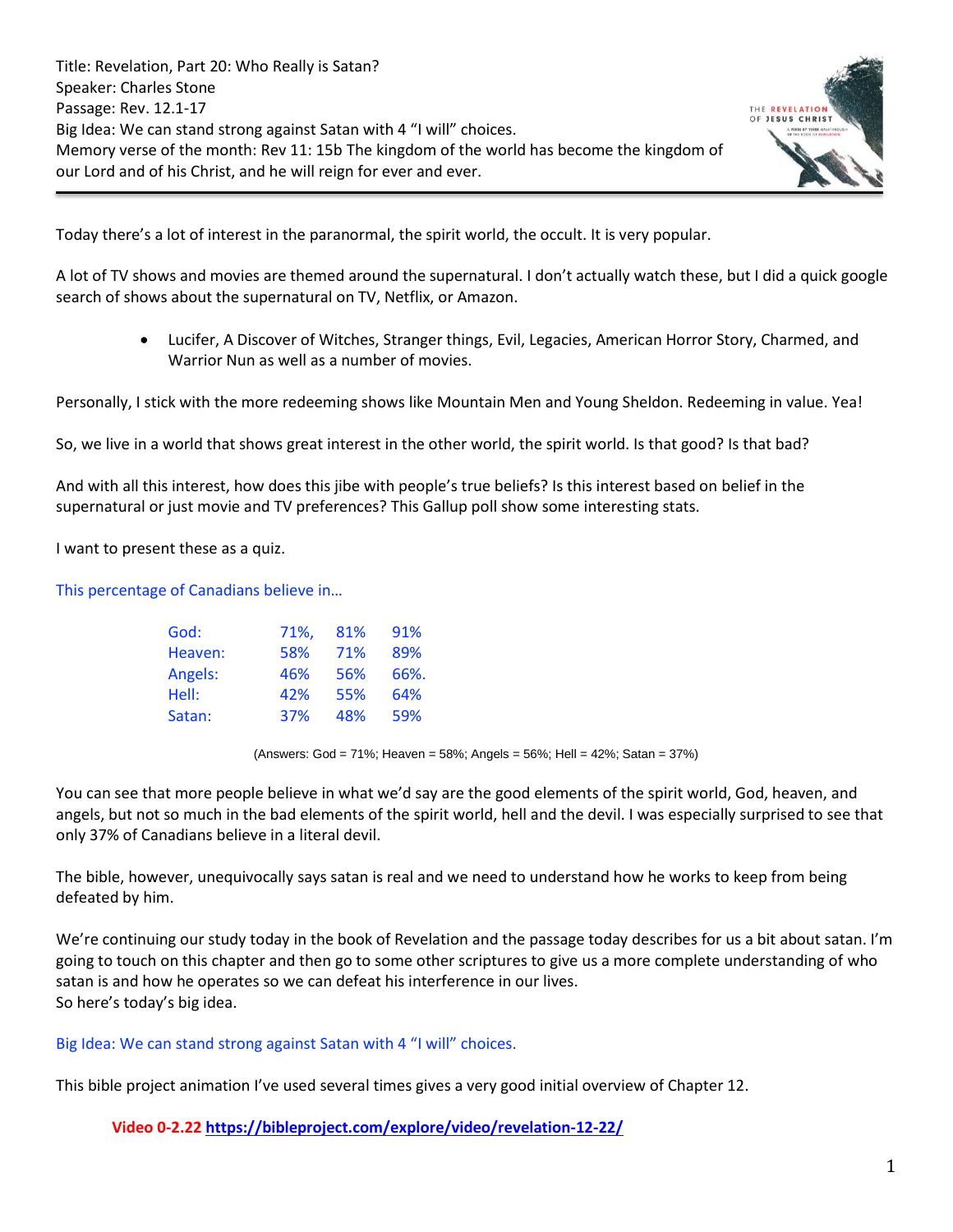Title: Revelation, Part 20: Who Really is Satan?
Speaker: Charles Stone
Passage: Rev. 12.1-17
Big Idea: We can stand strong against Satan with 4 “I will” choices.
Memory verse of the month: Rev 11: 15b The kingdom of the world has become the kingdom of our Lord and of his Christ, and he will reign for ever and ever.

---

Today there’s a lot of interest in the paranormal, the spirit world, the occult. It is very popular.

A lot of TV shows and movies are themed around the supernatural. I don’t actually watch these, but I did a quick google search of shows about the supernatural on TV, Netflix, or Amazon.

- Lucifer, A Discover of Witches, Stranger things, Evil, Legacies, American Horror Story, Charmed, and Warrior Nun as well as a number of movies.

Personally, I stick with the more redeeming shows like Mountain Men and Young Sheldon. Redeeming in value. Yea!

So, we live in a world that shows great interest in the other world, the spirit world. Is that good? Is that bad?

And with all this interest, how does this jibe with people’s true beliefs? Is this interest based on belief in the supernatural or just movie and TV preferences? This Gallup poll show some interesting stats.

I want to present these as a quiz.

This percentage of Canadians believe in…

| | | | |
|---|---|---|---|
| God: | 71%, | 81% | 91% |
| Heaven: | 58% | 71% | 89% |
| Angels: | 46% | 56% | 66%. |
| Hell: | 42% | 55% | 64% |
| Satan: | 37% | 48% | 59% |

(Answers: God = 71%; Heaven = 58%; Angels = 56%; Hell = 42%; Satan = 37%)

You can see that more people believe in what we’d say are the good elements of the spirit world, God, heaven, and angels, but not so much in the bad elements of the spirit world, hell and the devil. I was especially surprised to see that only 37% of Canadians believe in a literal devil.

The bible, however, unequivocally says satan is real and we need to understand how he works to keep from being defeated by him.

We’re continuing our study today in the book of Revelation and the passage today describes for us a bit about satan. I’m going to touch on this chapter and then go to some other scriptures to give us a more complete understanding of who satan is and how he operates so we can defeat his interference in our lives.
So here’s today’s big idea.

Big Idea: We can stand strong against Satan with 4 “I will” choices.

This bible project animation I’ve used several times gives a very good initial overview of Chapter 12.

**Video 0-2.22** https://bibleproject.com/explore/video/revelation-12-22/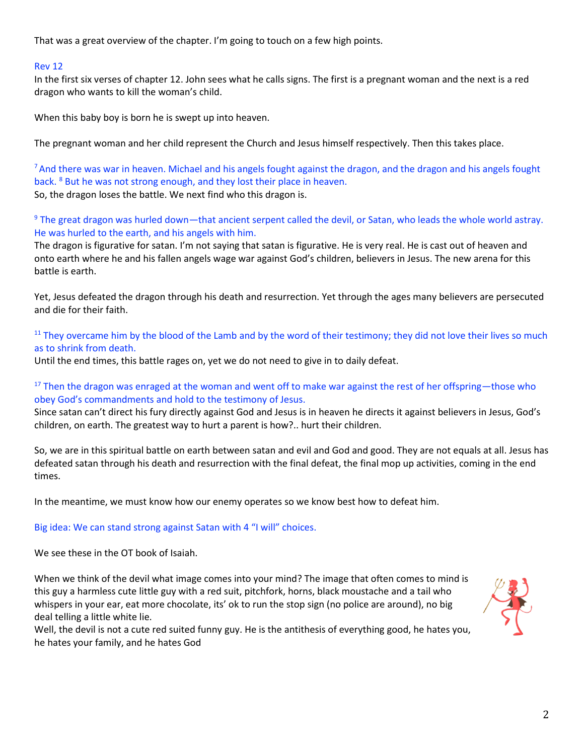That was a great overview of the chapter. I'm going to touch on a few high points.

Rev 12

In the first six verses of chapter 12. John sees what he calls signs. The first is a pregnant woman and the next is a red dragon who wants to kill the woman's child.

When this baby boy is born he is swept up into heaven.

The pregnant woman and her child represent the Church and Jesus himself respectively. Then this takes place.

[7] And there was war in heaven. Michael and his angels fought against the dragon, and the dragon and his angels fought back. [8] But he was not strong enough, and they lost their place in heaven.

So, the dragon loses the battle. We next find who this dragon is.

[9] The great dragon was hurled down—that ancient serpent called the devil, or Satan, who leads the whole world astray. He was hurled to the earth, and his angels with him.

The dragon is figurative for satan. I'm not saying that satan is figurative. He is very real. He is cast out of heaven and onto earth where he and his fallen angels wage war against God's children, believers in Jesus. The new arena for this battle is earth.

Yet, Jesus defeated the dragon through his death and resurrection. Yet through the ages many believers are persecuted and die for their faith.

[11] They overcame him by the blood of the Lamb and by the word of their testimony; they did not love their lives so much as to shrink from death.

Until the end times, this battle rages on, yet we do not need to give in to daily defeat.

[17] Then the dragon was enraged at the woman and went off to make war against the rest of her offspring—those who obey God's commandments and hold to the testimony of Jesus.

Since satan can't direct his fury directly against God and Jesus is in heaven he directs it against believers in Jesus, God's children, on earth. The greatest way to hurt a parent is how?.. hurt their children.

So, we are in this spiritual battle on earth between satan and evil and God and good. They are not equals at all. Jesus has defeated satan through his death and resurrection with the final defeat, the final mop up activities, coming in the end times.

In the meantime, we must know how our enemy operates so we know best how to defeat him.

Big idea: We can stand strong against Satan with 4 "I will" choices.

We see these in the OT book of Isaiah.

When we think of the devil what image comes into your mind? The image that often comes to mind is this guy a harmless cute little guy with a red suit, pitchfork, horns, black moustache and a tail who whispers in your ear, eat more chocolate, its' ok to run the stop sign (no police are around), no big deal telling a little white lie.

Well, the devil is not a cute red suited funny guy. He is the antithesis of everything good, he hates you, he hates your family, and he hates God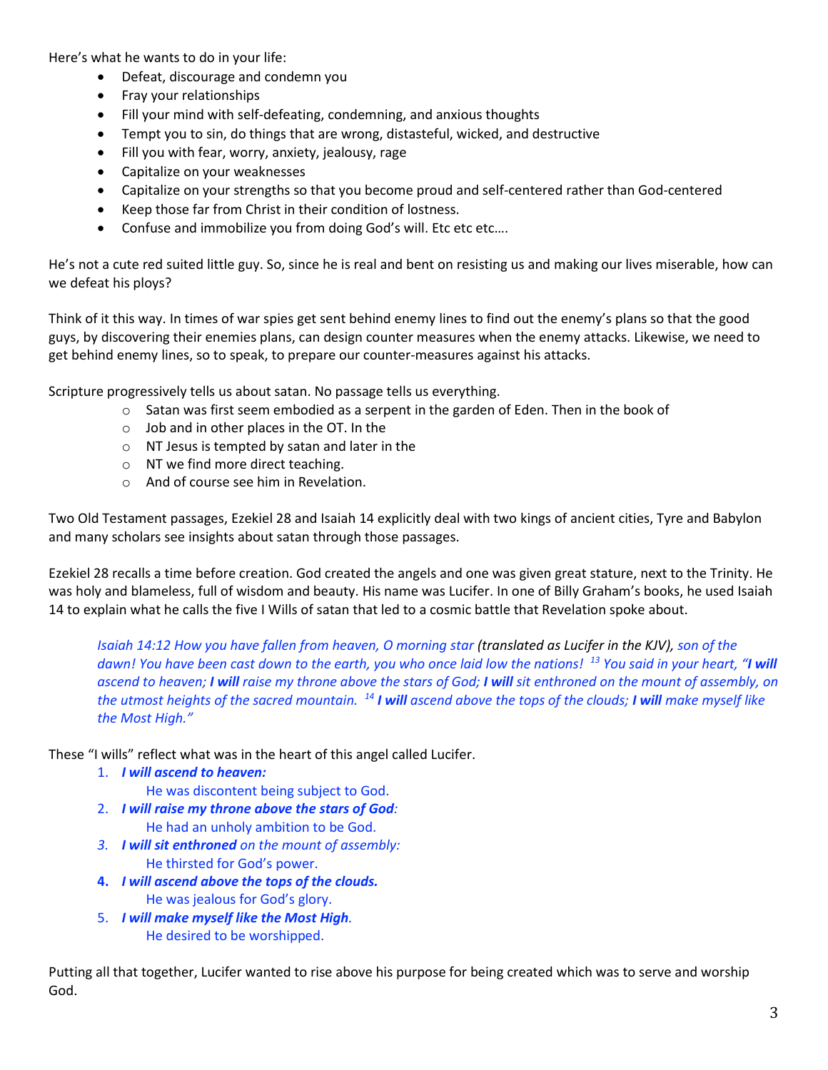Here's what he wants to do in your life:

- Defeat, discourage and condemn you
- Fray your relationships
- Fill your mind with self-defeating, condemning, and anxious thoughts
- Tempt you to sin, do things that are wrong, distasteful, wicked, and destructive
- Fill you with fear, worry, anxiety, jealousy, rage
- Capitalize on your weaknesses
- Capitalize on your strengths so that you become proud and self-centered rather than God-centered
- Keep those far from Christ in their condition of lostness.
- Confuse and immobilize you from doing God's will. Etc etc etc….

He's not a cute red suited little guy. So, since he is real and bent on resisting us and making our lives miserable, how can we defeat his ploys?

Think of it this way. In times of war spies get sent behind enemy lines to find out the enemy's plans so that the good guys, by discovering their enemies plans, can design counter measures when the enemy attacks. Likewise, we need to get behind enemy lines, so to speak, to prepare our counter-measures against his attacks.

Scripture progressively tells us about satan. No passage tells us everything.

- Satan was first seem embodied as a serpent in the garden of Eden. Then in the book of
- Job and in other places in the OT. In the
- NT Jesus is tempted by satan and later in the
- NT we find more direct teaching.
- And of course see him in Revelation.

Two Old Testament passages, Ezekiel 28 and Isaiah 14 explicitly deal with two kings of ancient cities, Tyre and Babylon and many scholars see insights about satan through those passages.

Ezekiel 28 recalls a time before creation. God created the angels and one was given great stature, next to the Trinity. He was holy and blameless, full of wisdom and beauty. His name was Lucifer. In one of Billy Graham's books, he used Isaiah 14 to explain what he calls the five I Wills of satan that led to a cosmic battle that Revelation spoke about.

> *Isaiah 14:12 How you have fallen from heaven, O morning star* (translated as Lucifer in the KJV)*, son of the dawn! You have been cast down to the earth, you who once laid low the nations!* [13] *You said in your heart, "**I will** ascend to heaven; **I will** raise my throne above the stars of God; **I will** sit enthroned on the mount of assembly, on the utmost heights of the sacred mountain.* [14] ***I will** ascend above the tops of the clouds; **I will** make myself like the Most High."*

These "I wills" reflect what was in the heart of this angel called Lucifer.

1. ***I will ascend to heaven:***
   He was discontent being subject to God.
2. ***I will raise my throne above the stars of God****:*
   He had an unholy ambition to be God.
3. ***I will sit enthroned*** *on the mount of assembly:*
   He thirsted for God's power.
4. ***I will ascend above the tops of the clouds.***
   He was jealous for God's glory.
5. ***I will make myself like the Most High****.*
   He desired to be worshipped.

Putting all that together, Lucifer wanted to rise above his purpose for being created which was to serve and worship God.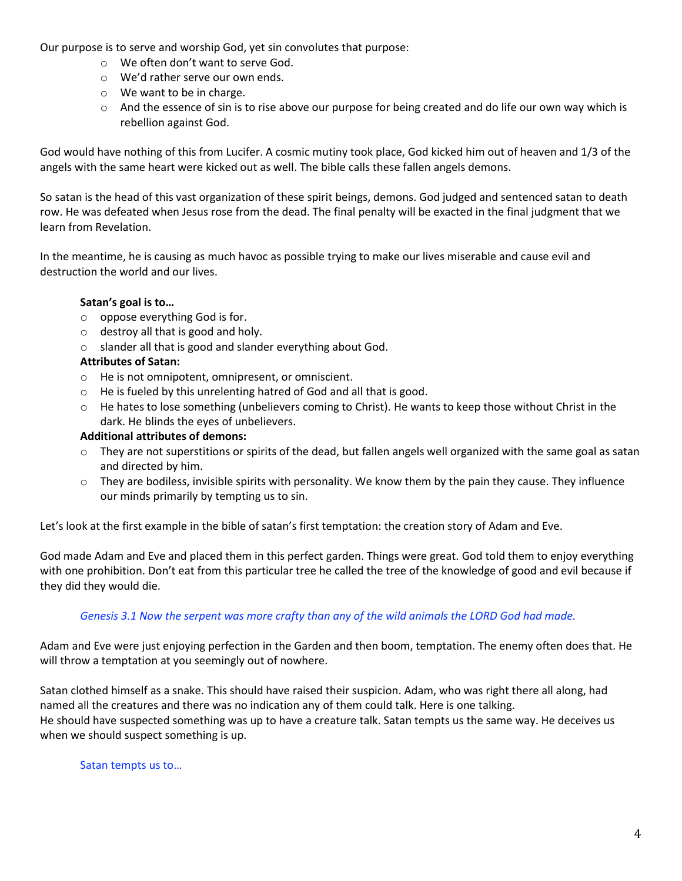Our purpose is to serve and worship God, yet sin convolutes that purpose:

- We often don't want to serve God.
- We'd rather serve our own ends.
- We want to be in charge.
- And the essence of sin is to rise above our purpose for being created and do life our own way which is rebellion against God.

God would have nothing of this from Lucifer. A cosmic mutiny took place, God kicked him out of heaven and 1/3 of the angels with the same heart were kicked out as well. The bible calls these fallen angels demons.

So satan is the head of this vast organization of these spirit beings, demons. God judged and sentenced satan to death row. He was defeated when Jesus rose from the dead. The final penalty will be exacted in the final judgment that we learn from Revelation.

In the meantime, he is causing as much havoc as possible trying to make our lives miserable and cause evil and destruction the world and our lives.

**Satan's goal is to…**

- oppose everything God is for.
- destroy all that is good and holy.
- slander all that is good and slander everything about God.

**Attributes of Satan:**

- He is not omnipotent, omnipresent, or omniscient.
- He is fueled by this unrelenting hatred of God and all that is good.
- He hates to lose something (unbelievers coming to Christ). He wants to keep those without Christ in the dark. He blinds the eyes of unbelievers.

**Additional attributes of demons:**

- They are not superstitions or spirits of the dead, but fallen angels well organized with the same goal as satan and directed by him.
- They are bodiless, invisible spirits with personality. We know them by the pain they cause. They influence our minds primarily by tempting us to sin.

Let's look at the first example in the bible of satan's first temptation: the creation story of Adam and Eve.

God made Adam and Eve and placed them in this perfect garden. Things were great. God told them to enjoy everything with one prohibition. Don't eat from this particular tree he called the tree of the knowledge of good and evil because if they did they would die.

*Genesis 3.1 Now the serpent was more crafty than any of the wild animals the LORD God had made.*

Adam and Eve were just enjoying perfection in the Garden and then boom, temptation. The enemy often does that. He will throw a temptation at you seemingly out of nowhere.

Satan clothed himself as a snake. This should have raised their suspicion. Adam, who was right there all along, had named all the creatures and there was no indication any of them could talk. Here is one talking.
He should have suspected something was up to have a creature talk. Satan tempts us the same way. He deceives us when we should suspect something is up.

Satan tempts us to…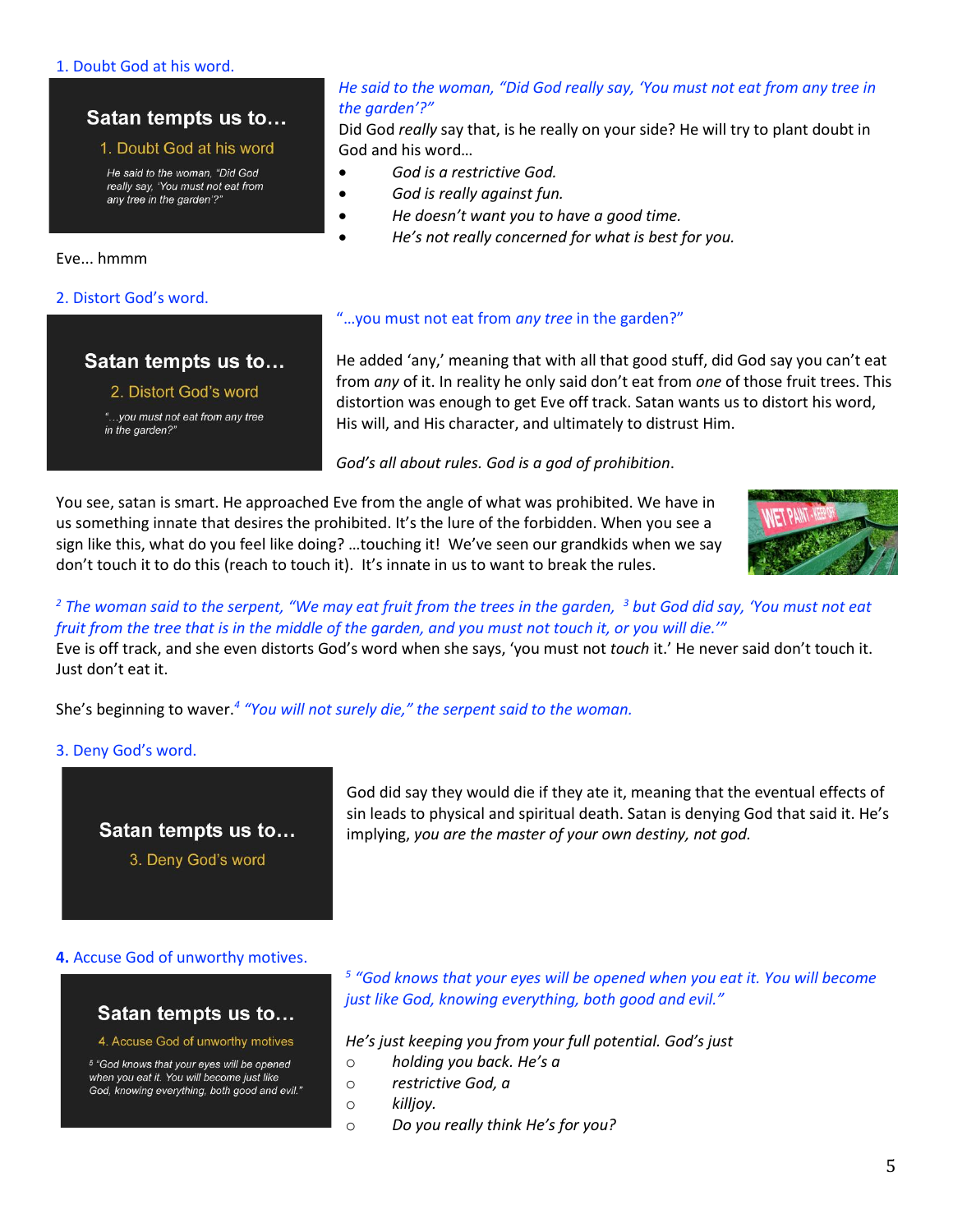1. Doubt God at his word.

**Satan tempts us to…**

1. Doubt God at his word

*He said to the woman, "Did God really say, 'You must not eat from any tree in the garden'?"*

*He said to the woman, "Did God really say, 'You must not eat from any tree in the garden'?"*

Did God *really* say that, is he really on your side? He will try to plant doubt in God and his word…

- *God is a restrictive God.*
- *God is really against fun.*
- *He doesn't want you to have a good time.*
- *He's not really concerned for what is best for you.*

Eve... hmmm

2. Distort God's word.

**Satan tempts us to…**

2. Distort God's word

*"…you must not eat from any tree in the garden?"*

"…you must not eat from *any tree* in the garden?"

He added 'any,' meaning that with all that good stuff, did God say you can't eat from *any* of it. In reality he only said don't eat from *one* of those fruit trees. This distortion was enough to get Eve off track. Satan wants us to distort his word, His will, and His character, and ultimately to distrust Him.

*God's all about rules. God is a god of prohibition*.

You see, satan is smart. He approached Eve from the angle of what was prohibited. We have in us something innate that desires the prohibited. It's the lure of the forbidden. When you see a sign like this, what do you feel like doing? …touching it! We've seen our grandkids when we say don't touch it to do this (reach to touch it). It's innate in us to want to break the rules.

*[2] The woman said to the serpent, "We may eat fruit from the trees in the garden, [3] but God did say, 'You must not eat fruit from the tree that is in the middle of the garden, and you must not touch it, or you will die.'"*

Eve is off track, and she even distorts God's word when she says, 'you must not *touch* it.' He never said don't touch it. Just don't eat it.

She's beginning to waver.[4] *"You will not surely die," the serpent said to the woman.*

3. Deny God's word.

**Satan tempts us to…**

3. Deny God's word

God did say they would die if they ate it, meaning that the eventual effects of sin leads to physical and spiritual death. Satan is denying God that said it. He's implying, *you are the master of your own destiny, not god.*

**4.** Accuse God of unworthy motives.

**Satan tempts us to…**

4. Accuse God of unworthy motives

*[5] "God knows that your eyes will be opened when you eat it. You will become just like God, knowing everything, both good and evil."*

*[5] "God knows that your eyes will be opened when you eat it. You will become just like God, knowing everything, both good and evil."*

*He's just keeping you from your full potential. God's just*

- *holding you back. He's a*
- *restrictive God, a*
- *killjoy.*
- *Do you really think He's for you?*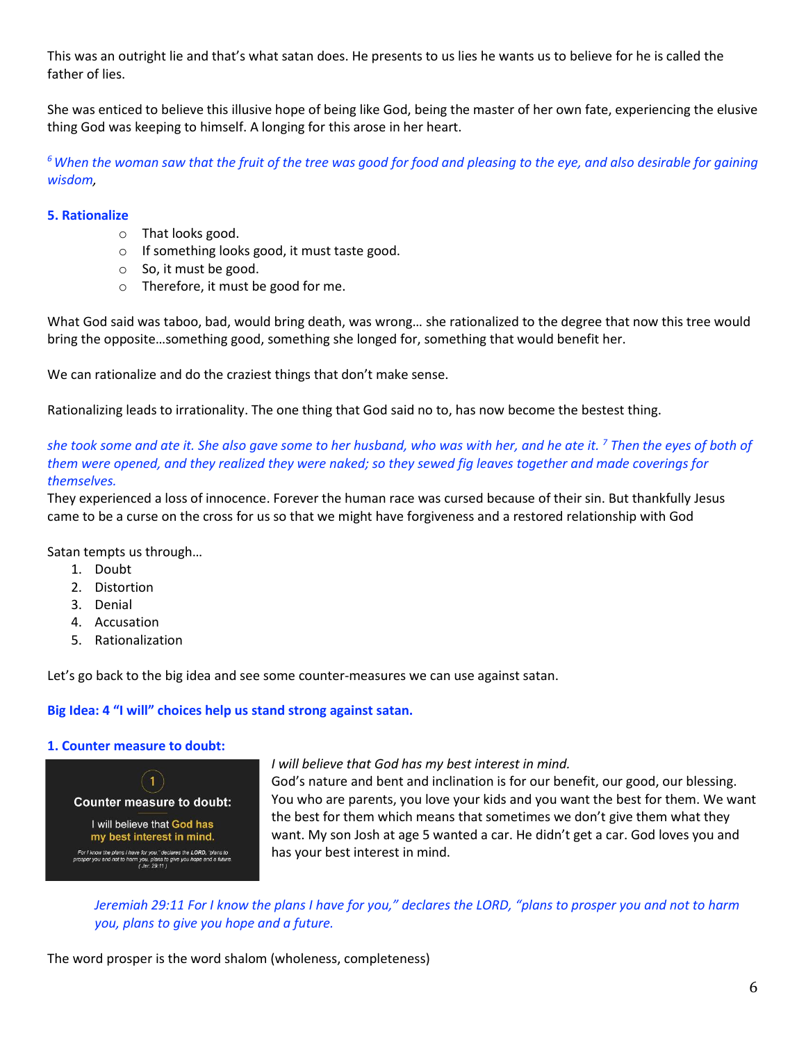This was an outright lie and that's what satan does. He presents to us lies he wants us to believe for he is called the father of lies.

She was enticed to believe this illusive hope of being like God, being the master of her own fate, experiencing the elusive thing God was keeping to himself. A longing for this arose in her heart.

*[6] When the woman saw that the fruit of the tree was good for food and pleasing to the eye, and also desirable for gaining wisdom,*

**5. Rationalize**

- That looks good.
- If something looks good, it must taste good.
- So, it must be good.
- Therefore, it must be good for me.

What God said was taboo, bad, would bring death, was wrong… she rationalized to the degree that now this tree would bring the opposite…something good, something she longed for, something that would benefit her.

We can rationalize and do the craziest things that don't make sense.

Rationalizing leads to irrationality. The one thing that God said no to, has now become the bestest thing.

*she took some and ate it. She also gave some to her husband, who was with her, and he ate it. [7] Then the eyes of both of them were opened, and they realized they were naked; so they sewed fig leaves together and made coverings for themselves.*

They experienced a loss of innocence. Forever the human race was cursed because of their sin. But thankfully Jesus came to be a curse on the cross for us so that we might have forgiveness and a restored relationship with God

Satan tempts us through…

1. Doubt
2. Distortion
3. Denial
4. Accusation
5. Rationalization

Let's go back to the big idea and see some counter-measures we can use against satan.

**Big Idea: 4 "I will" choices help us stand strong against satan.**

**1. Counter measure to doubt:**

1
Counter measure to doubt:
I will believe that God has my best interest in mind.
For I know the plans I have for you," declares the LORD, "plans to prosper you and not to harm you, plans to give you hope and a future. ( Jer. 29:11 )

*I will believe that God has my best interest in mind.*
God's nature and bent and inclination is for our benefit, our good, our blessing. You who are parents, you love your kids and you want the best for them. We want the best for them which means that sometimes we don't give them what they want. My son Josh at age 5 wanted a car. He didn't get a car. God loves you and has your best interest in mind.

> *Jeremiah 29:11 For I know the plans I have for you," declares the LORD, "plans to prosper you and not to harm you, plans to give you hope and a future.*

The word prosper is the word shalom (wholeness, completeness)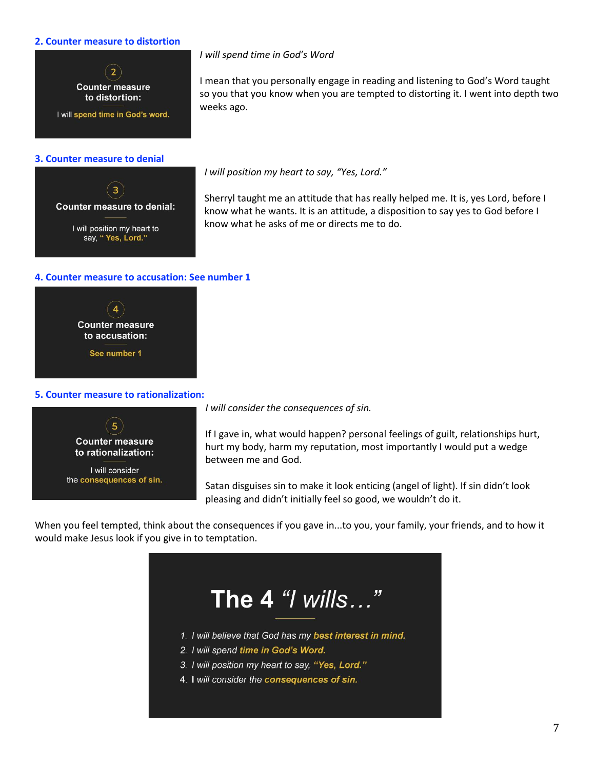### 2. Counter measure to distortion

2

**Counter measure to distortion:**

I will **spend time in God's word.**

*I will spend time in God's Word*

I mean that you personally engage in reading and listening to God's Word taught so you that you know when you are tempted to distorting it. I went into depth two weeks ago.

### 3. Counter measure to denial

3

**Counter measure to denial:**

I will position my heart to say, **" Yes, Lord."**

*I will position my heart to say, "Yes, Lord."*

Sherryl taught me an attitude that has really helped me. It is, yes Lord, before I know what he wants. It is an attitude, a disposition to say yes to God before I know what he asks of me or directs me to do.

### 4. Counter measure to accusation: See number 1

4

**Counter measure to accusation:**

**See number 1**

### 5. Counter measure to rationalization:

5

**Counter measure to rationalization:**

I will consider the **consequences of sin.**

*I will consider the consequences of sin.*

If I gave in, what would happen? personal feelings of guilt, relationships hurt, hurt my body, harm my reputation, most importantly I would put a wedge between me and God.

Satan disguises sin to make it look enticing (angel of light). If sin didn't look pleasing and didn't initially feel so good, we wouldn't do it.

When you feel tempted, think about the consequences if you gave in...to you, your family, your friends, and to how it would make Jesus look if you give in to temptation.

## The 4 *"I wills…"*

1. *I will believe that God has my **best interest in mind.***
2. *I will spend **time in God's Word.***
3. *I will position my heart to say, **"Yes, Lord."***
4. *I will consider the **consequences of sin.***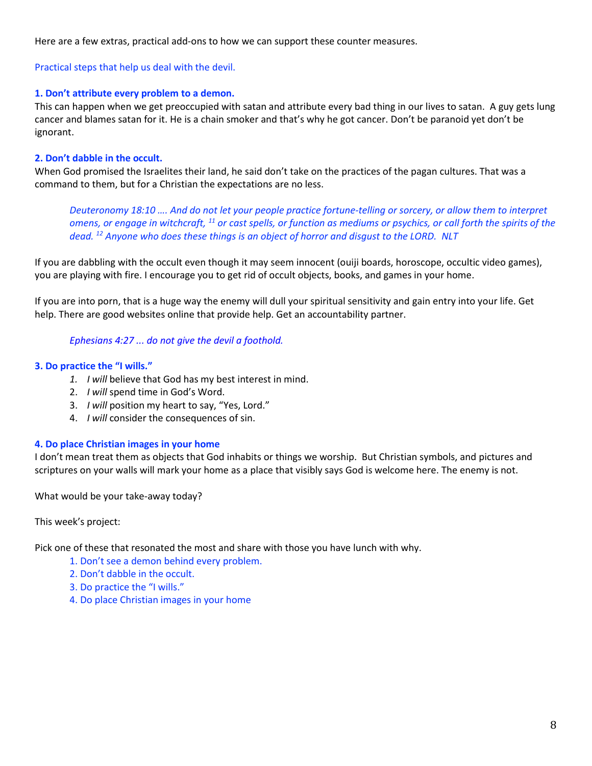Here are a few extras, practical add-ons to how we can support these counter measures.

Practical steps that help us deal with the devil.

**1. Don't attribute every problem to a demon.**

This can happen when we get preoccupied with satan and attribute every bad thing in our lives to satan. A guy gets lung cancer and blames satan for it. He is a chain smoker and that's why he got cancer. Don't be paranoid yet don't be ignorant.

**2. Don't dabble in the occult.**

When God promised the Israelites their land, he said don't take on the practices of the pagan cultures. That was a command to them, but for a Christian the expectations are no less.

> *Deuteronomy 18:10 …. And do not let your people practice fortune-telling or sorcery, or allow them to interpret omens, or engage in witchcraft, [11] or cast spells, or function as mediums or psychics, or call forth the spirits of the dead. [12] Anyone who does these things is an object of horror and disgust to the LORD. NLT*

If you are dabbling with the occult even though it may seem innocent (ouiji boards, horoscope, occultic video games), you are playing with fire. I encourage you to get rid of occult objects, books, and games in your home.

If you are into porn, that is a huge way the enemy will dull your spiritual sensitivity and gain entry into your life. Get help. There are good websites online that provide help. Get an accountability partner.

> *Ephesians 4:27 ... do not give the devil a foothold.*

**3. Do practice the "I wills."**

1. *I will* believe that God has my best interest in mind.
2. *I will* spend time in God's Word.
3. *I will* position my heart to say, "Yes, Lord."
4. *I will* consider the consequences of sin.

**4. Do place Christian images in your home**

I don't mean treat them as objects that God inhabits or things we worship. But Christian symbols, and pictures and scriptures on your walls will mark your home as a place that visibly says God is welcome here. The enemy is not.

What would be your take-away today?

This week's project:

Pick one of these that resonated the most and share with those you have lunch with why.

1. Don't see a demon behind every problem.
2. Don't dabble in the occult.
3. Do practice the "I wills."
4. Do place Christian images in your home